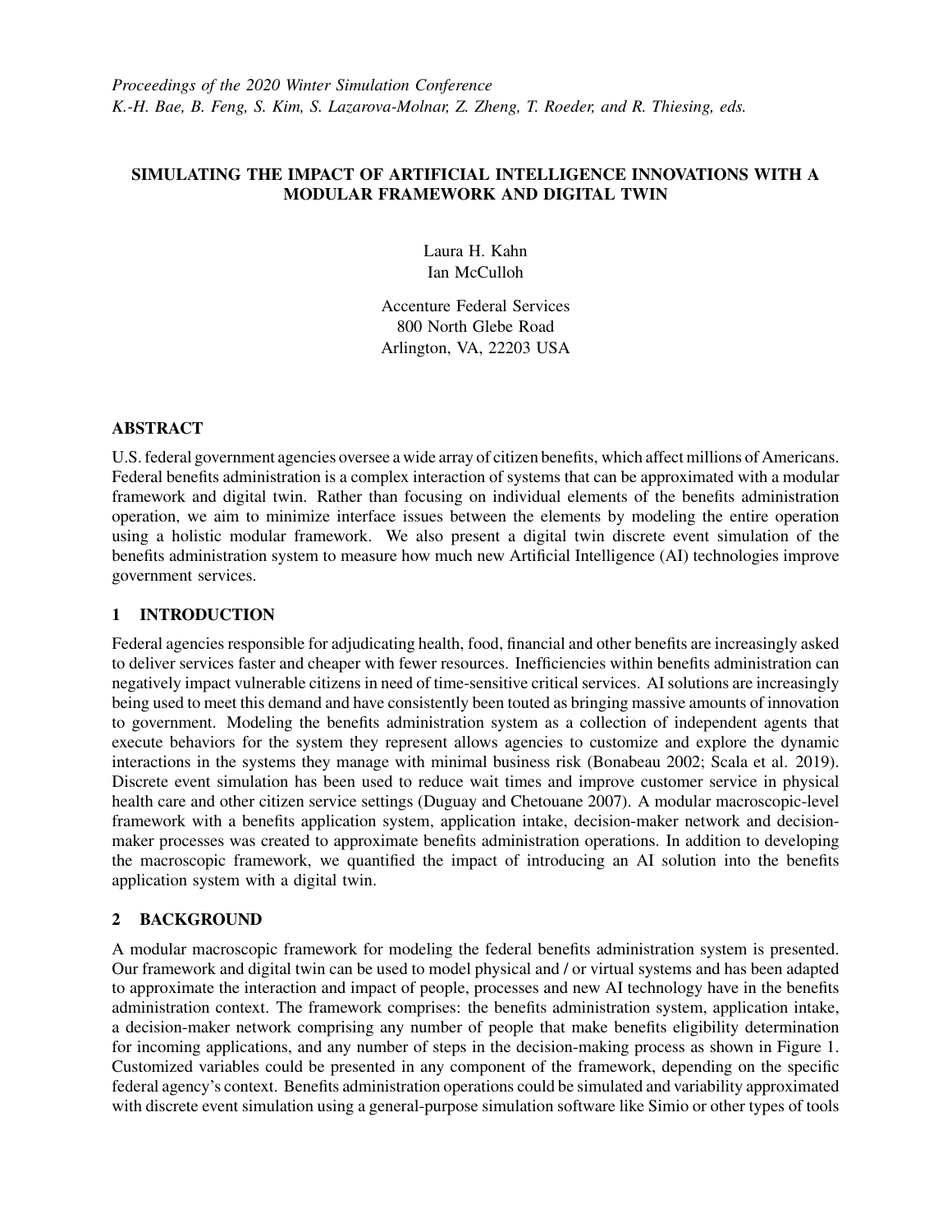*Proceedings of the 2020 Winter Simulation Conference*
*K.-H. Bae, B. Feng, S. Kim, S. Lazarova-Molnar, Z. Zheng, T. Roeder, and R. Thiesing, eds.*

# SIMULATING THE IMPACT OF ARTIFICIAL INTELLIGENCE INNOVATIONS WITH A MODULAR FRAMEWORK AND DIGITAL TWIN

Laura H. Kahn
Ian McCulloh

Accenture Federal Services
800 North Glebe Road
Arlington, VA, 22203 USA

## ABSTRACT

U.S. federal government agencies oversee a wide array of citizen benefits, which affect millions of Americans. Federal benefits administration is a complex interaction of systems that can be approximated with a modular framework and digital twin. Rather than focusing on individual elements of the benefits administration operation, we aim to minimize interface issues between the elements by modeling the entire operation using a holistic modular framework. We also present a digital twin discrete event simulation of the benefits administration system to measure how much new Artificial Intelligence (AI) technologies improve government services.

## 1 INTRODUCTION

Federal agencies responsible for adjudicating health, food, financial and other benefits are increasingly asked to deliver services faster and cheaper with fewer resources. Inefficiencies within benefits administration can negatively impact vulnerable citizens in need of time-sensitive critical services. AI solutions are increasingly being used to meet this demand and have consistently been touted as bringing massive amounts of innovation to government. Modeling the benefits administration system as a collection of independent agents that execute behaviors for the system they represent allows agencies to customize and explore the dynamic interactions in the systems they manage with minimal business risk (Bonabeau 2002; Scala et al. 2019). Discrete event simulation has been used to reduce wait times and improve customer service in physical health care and other citizen service settings (Duguay and Chetouane 2007). A modular macroscopic-level framework with a benefits application system, application intake, decision-maker network and decision-maker processes was created to approximate benefits administration operations. In addition to developing the macroscopic framework, we quantified the impact of introducing an AI solution into the benefits application system with a digital twin.

## 2 BACKGROUND

A modular macroscopic framework for modeling the federal benefits administration system is presented. Our framework and digital twin can be used to model physical and / or virtual systems and has been adapted to approximate the interaction and impact of people, processes and new AI technology have in the benefits administration context. The framework comprises: the benefits administration system, application intake, a decision-maker network comprising any number of people that make benefits eligibility determination for incoming applications, and any number of steps in the decision-making process as shown in Figure 1. Customized variables could be presented in any component of the framework, depending on the specific federal agency's context. Benefits administration operations could be simulated and variability approximated with discrete event simulation using a general-purpose simulation software like Simio or other types of tools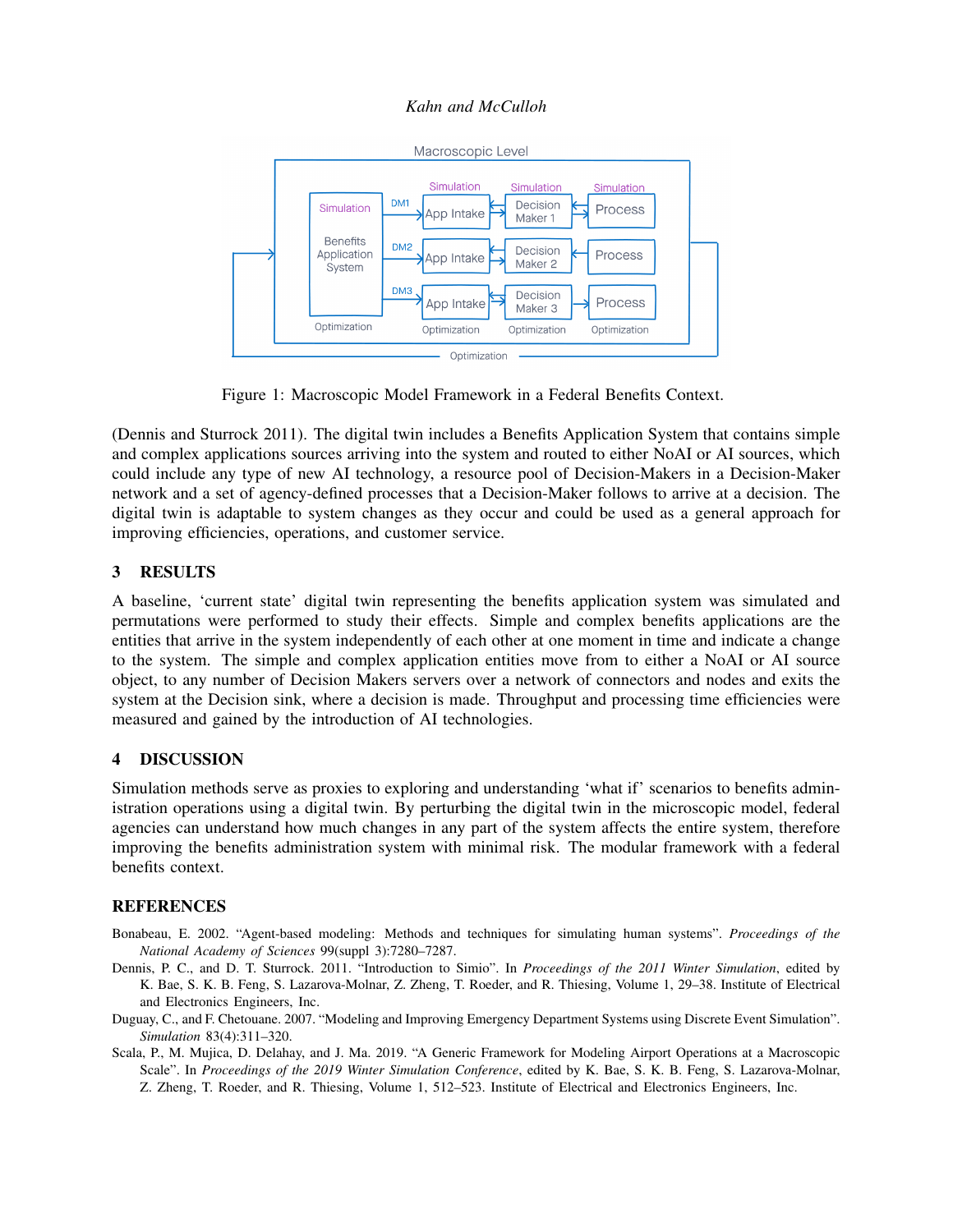Macroscopic Level

Simulation

Benefits Application System

Optimization

DM1

DM2

DM3

Simulation

App Intake

App Intake

App Intake

Optimization

Simulation

Decision Maker 1

Decision Maker 2

Decision Maker 3

Optimization

Simulation

Process

Process

Process

Optimization

Optimization

Figure 1: Macroscopic Model Framework in a Federal Benefits Context.

(Dennis and Sturrock 2011). The digital twin includes a Benefits Application System that contains simple and complex applications sources arriving into the system and routed to either NoAI or AI sources, which could include any type of new AI technology, a resource pool of Decision-Makers in a Decision-Maker network and a set of agency-defined processes that a Decision-Maker follows to arrive at a decision. The digital twin is adaptable to system changes as they occur and could be used as a general approach for improving efficiencies, operations, and customer service.

## 3 RESULTS

A baseline, 'current state' digital twin representing the benefits application system was simulated and permutations were performed to study their effects. Simple and complex benefits applications are the entities that arrive in the system independently of each other at one moment in time and indicate a change to the system. The simple and complex application entities move from to either a NoAI or AI source object, to any number of Decision Makers servers over a network of connectors and nodes and exits the system at the Decision sink, where a decision is made. Throughput and processing time efficiencies were measured and gained by the introduction of AI technologies.

## 4 DISCUSSION

Simulation methods serve as proxies to exploring and understanding 'what if' scenarios to benefits administration operations using a digital twin. By perturbing the digital twin in the microscopic model, federal agencies can understand how much changes in any part of the system affects the entire system, therefore improving the benefits administration system with minimal risk. The modular framework with a federal benefits context.

## REFERENCES

Bonabeau, E. 2002. "Agent-based modeling: Methods and techniques for simulating human systems". *Proceedings of the National Academy of Sciences* 99(suppl 3):7280–7287.

Dennis, P. C., and D. T. Sturrock. 2011. "Introduction to Simio". In *Proceedings of the 2011 Winter Simulation*, edited by K. Bae, S. K. B. Feng, S. Lazarova-Molnar, Z. Zheng, T. Roeder, and R. Thiesing, Volume 1, 29–38. Institute of Electrical and Electronics Engineers, Inc.

Duguay, C., and F. Chetouane. 2007. "Modeling and Improving Emergency Department Systems using Discrete Event Simulation". *Simulation* 83(4):311–320.

Scala, P., M. Mujica, D. Delahay, and J. Ma. 2019. "A Generic Framework for Modeling Airport Operations at a Macroscopic Scale". In *Proceedings of the 2019 Winter Simulation Conference*, edited by K. Bae, S. K. B. Feng, S. Lazarova-Molnar, Z. Zheng, T. Roeder, and R. Thiesing, Volume 1, 512–523. Institute of Electrical and Electronics Engineers, Inc.